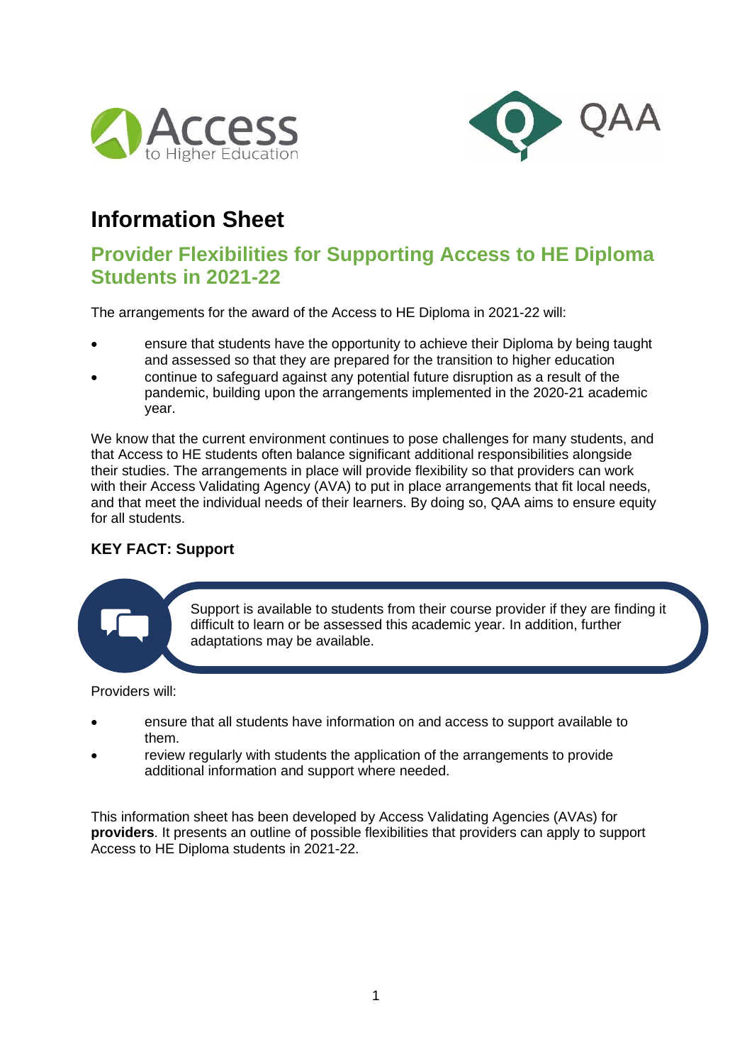# Information Sheet

## Provider Flexibilities for Supporting Access to HE Diploma Students in 2021-22

The arrangements for the award of the Access to HE Diploma in 2021-22 will:

- ensure that students have the opportunity to achieve their Diploma by being taught and assessed so that they are prepared for the transition to higher education
- continue to safeguard against any potential future disruption as a result of the pandemic, building upon the arrangements implemented in the 2020-21 academic year.

We know that the current environment continues to pose challenges for many students, and that Access to HE students often balance significant additional responsibilities alongside their studies. The arrangements in place will provide flexibility so that providers can work with their Access Validating Agency (AVA) to put in place arrangements that fit local needs, and that meet the individual needs of their learners. By doing so, QAA aims to ensure equity for all students.

### KEY FACT: Support

Support is available to students from their course provider if they are finding it difficult to learn or be assessed this academic year. In addition, further adaptations may be available.

Providers will:

- ensure that all students have information on and access to support available to them.
- review regularly with students the application of the arrangements to provide additional information and support where needed.

This information sheet has been developed by Access Validating Agencies (AVAs) for **providers**. It presents an outline of possible flexibilities that providers can apply to support Access to HE Diploma students in 2021-22.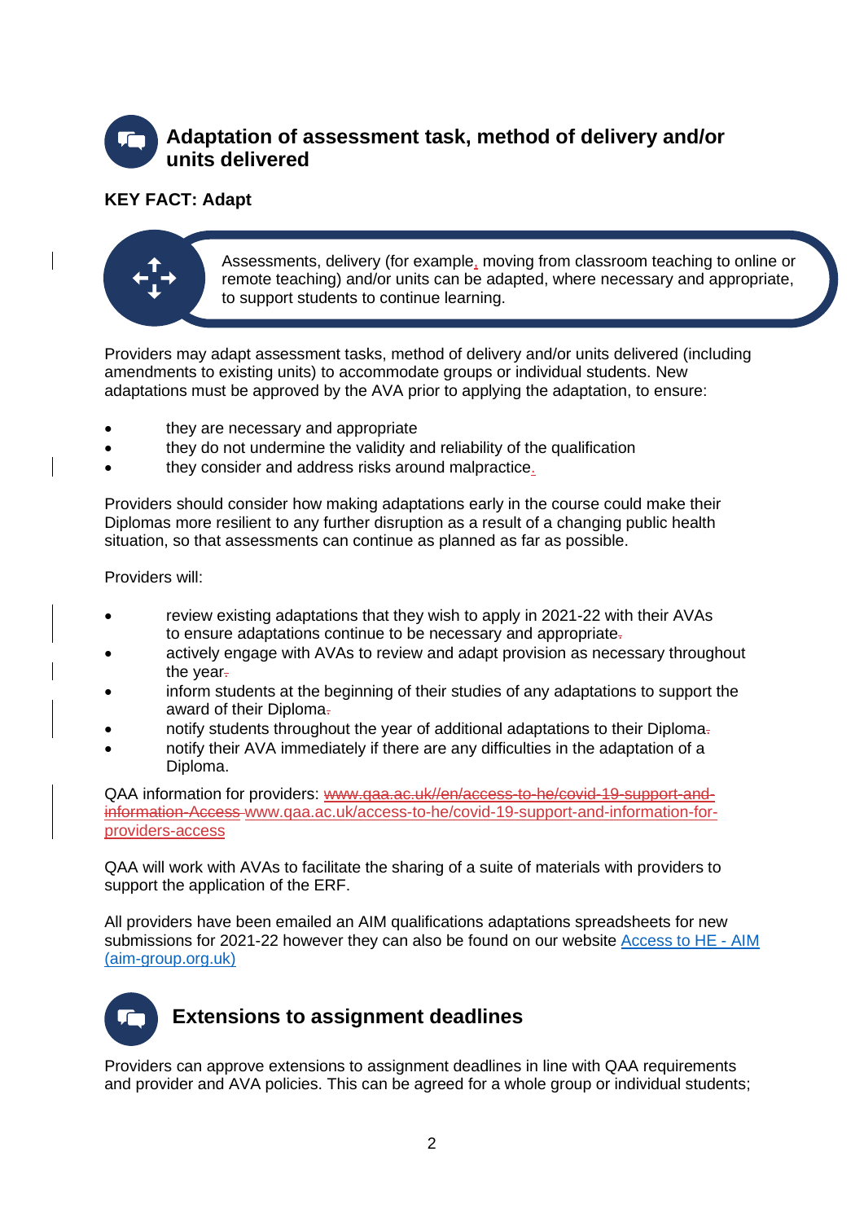## Adaptation of assessment task, method of delivery and/or units delivered

**KEY FACT: Adapt**

> Assessments, delivery (for example, moving from classroom teaching to online or remote teaching) and/or units can be adapted, where necessary and appropriate, to support students to continue learning.

Providers may adapt assessment tasks, method of delivery and/or units delivered (including amendments to existing units) to accommodate groups or individual students. New adaptations must be approved by the AVA prior to applying the adaptation, to ensure:

- they are necessary and appropriate
- they do not undermine the validity and reliability of the qualification
- they consider and address risks around malpractice.

Providers should consider how making adaptations early in the course could make their Diplomas more resilient to any further disruption as a result of a changing public health situation, so that assessments can continue as planned as far as possible.

Providers will:

- review existing adaptations that they wish to apply in 2021-22 with their AVAs to ensure adaptations continue to be necessary and appropriate
- actively engage with AVAs to review and adapt provision as necessary throughout the year
- inform students at the beginning of their studies of any adaptations to support the award of their Diploma
- notify students throughout the year of additional adaptations to their Diploma
- notify their AVA immediately if there are any difficulties in the adaptation of a Diploma.

QAA information for providers: ~~www.qaa.ac.uk//en/access-to-he/covid-19-support-and-information-Access~~ www.qaa.ac.uk/access-to-he/covid-19-support-and-information-for-providers-access

QAA will work with AVAs to facilitate the sharing of a suite of materials with providers to support the application of the ERF.

All providers have been emailed an AIM qualifications adaptations spreadsheets for new submissions for 2021-22 however they can also be found on our website [Access to HE - AIM (aim-group.org.uk)](aim-group.org.uk)

## Extensions to assignment deadlines

Providers can approve extensions to assignment deadlines in line with QAA requirements and provider and AVA policies. This can be agreed for a whole group or individual students;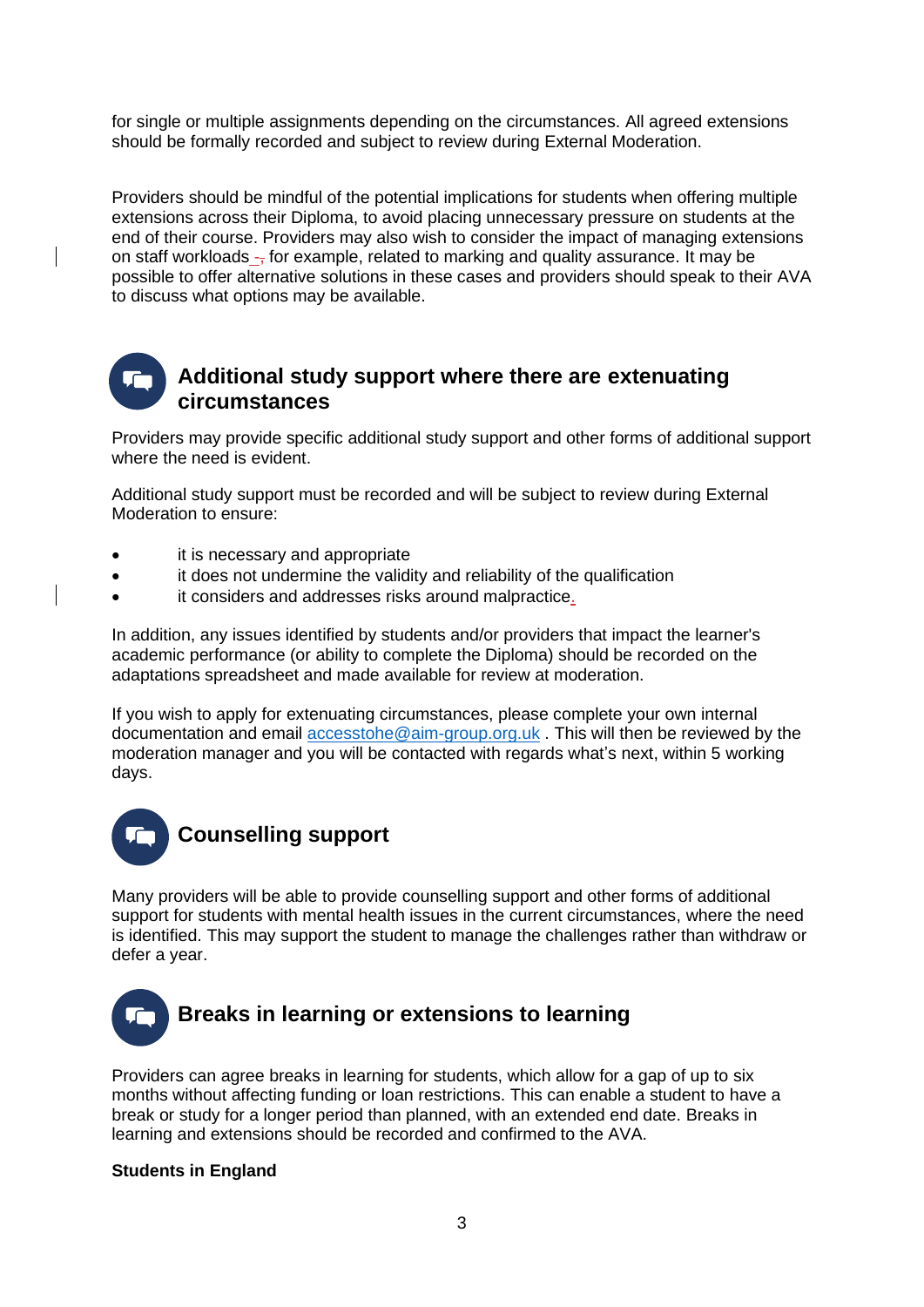for single or multiple assignments depending on the circumstances. All agreed extensions should be formally recorded and subject to review during External Moderation.

Providers should be mindful of the potential implications for students when offering multiple extensions across their Diploma, to avoid placing unnecessary pressure on students at the end of their course. Providers may also wish to consider the impact of managing extensions on staff workloads – for example, related to marking and quality assurance. It may be possible to offer alternative solutions in these cases and providers should speak to their AVA to discuss what options may be available.

## Additional study support where there are extenuating circumstances

Providers may provide specific additional study support and other forms of additional support where the need is evident.

Additional study support must be recorded and will be subject to review during External Moderation to ensure:

- it is necessary and appropriate
- it does not undermine the validity and reliability of the qualification
- it considers and addresses risks around malpractice.

In addition, any issues identified by students and/or providers that impact the learner's academic performance (or ability to complete the Diploma) should be recorded on the adaptations spreadsheet and made available for review at moderation.

If you wish to apply for extenuating circumstances, please complete your own internal documentation and email accesstohe@aim-group.org.uk . This will then be reviewed by the moderation manager and you will be contacted with regards what's next, within 5 working days.

## Counselling support

Many providers will be able to provide counselling support and other forms of additional support for students with mental health issues in the current circumstances, where the need is identified. This may support the student to manage the challenges rather than withdraw or defer a year.

## Breaks in learning or extensions to learning

Providers can agree breaks in learning for students, which allow for a gap of up to six months without affecting funding or loan restrictions. This can enable a student to have a break or study for a longer period than planned, with an extended end date. Breaks in learning and extensions should be recorded and confirmed to the AVA.

**Students in England**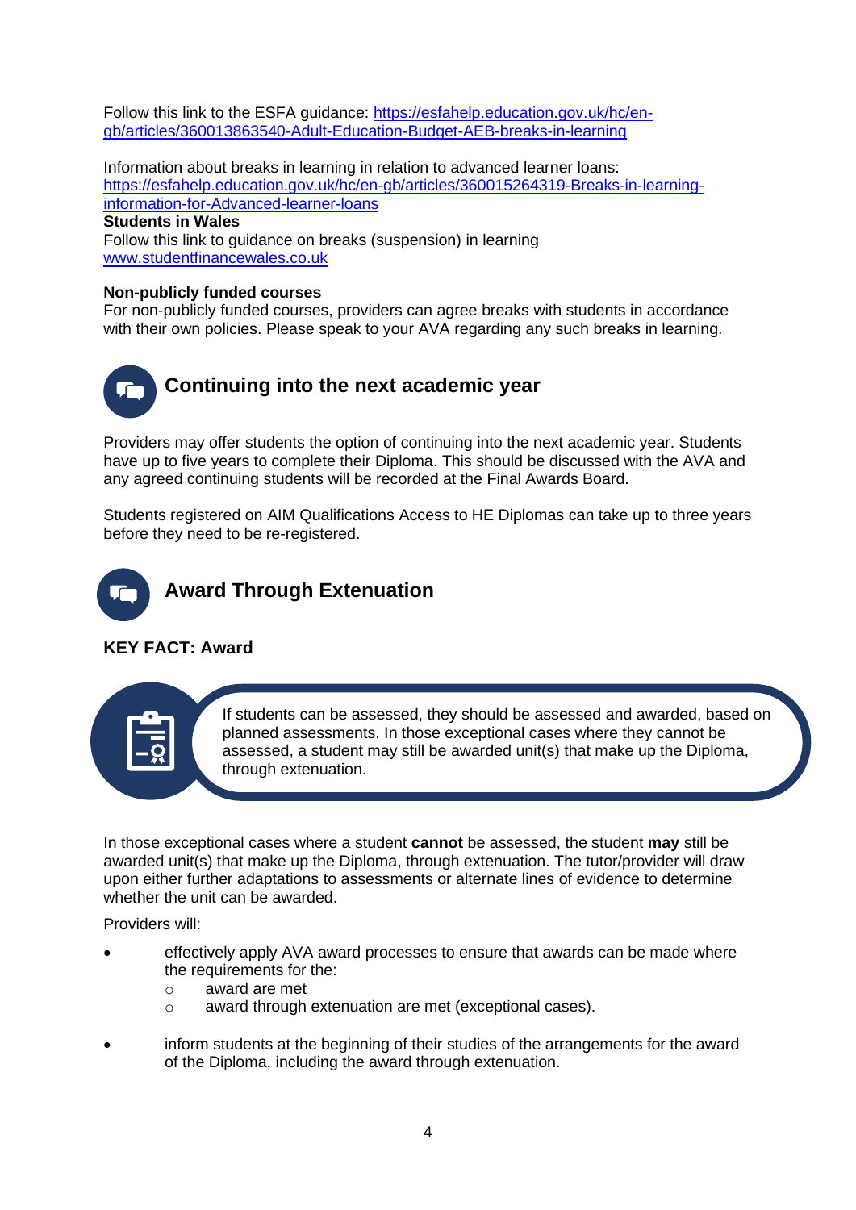Follow this link to the ESFA guidance: [https://esfahelp.education.gov.uk/hc/en-gb/articles/360013863540-Adult-Education-Budget-AEB-breaks-in-learning](https://esfahelp.education.gov.uk/hc/en-gb/articles/360013863540-Adult-Education-Budget-AEB-breaks-in-learning)

Information about breaks in learning in relation to advanced learner loans: [https://esfahelp.education.gov.uk/hc/en-gb/articles/360015264319-Breaks-in-learning-information-for-Advanced-learner-loans](https://esfahelp.education.gov.uk/hc/en-gb/articles/360015264319-Breaks-in-learning-information-for-Advanced-learner-loans)

**Students in Wales**

Follow this link to guidance on breaks (suspension) in learning [www.studentfinancewales.co.uk](http://www.studentfinancewales.co.uk)

**Non-publicly funded courses**

For non-publicly funded courses, providers can agree breaks with students in accordance with their own policies. Please speak to your AVA regarding any such breaks in learning.

## Continuing into the next academic year

Providers may offer students the option of continuing into the next academic year. Students have up to five years to complete their Diploma. This should be discussed with the AVA and any agreed continuing students will be recorded at the Final Awards Board.

Students registered on AIM Qualifications Access to HE Diplomas can take up to three years before they need to be re-registered.

## Award Through Extenuation

**KEY FACT: Award**

> If students can be assessed, they should be assessed and awarded, based on planned assessments. In those exceptional cases where they cannot be assessed, a student may still be awarded unit(s) that make up the Diploma, through extenuation.

In those exceptional cases where a student **cannot** be assessed, the student **may** still be awarded unit(s) that make up the Diploma, through extenuation. The tutor/provider will draw upon either further adaptations to assessments or alternate lines of evidence to determine whether the unit can be awarded.

Providers will:

- effectively apply AVA award processes to ensure that awards can be made where the requirements for the:
  - award are met
  - award through extenuation are met (exceptional cases).
- inform students at the beginning of their studies of the arrangements for the award of the Diploma, including the award through extenuation.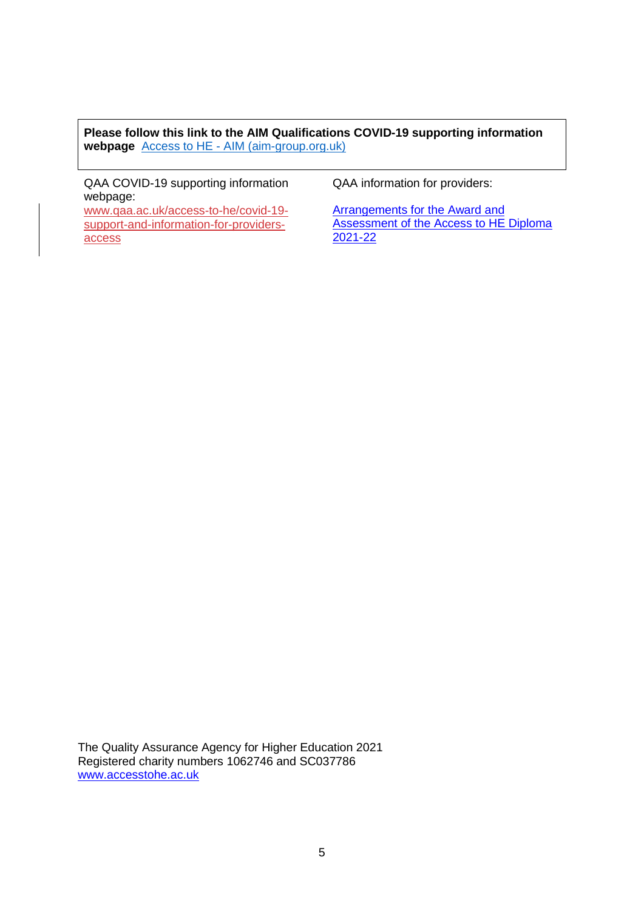**Please follow this link to the AIM Qualifications COVID-19 supporting information webpage** [Access to HE - AIM (aim-group.org.uk)]

QAA COVID-19 supporting information webpage:
www.qaa.ac.uk/access-to-he/covid-19-support-and-information-for-providers-access

QAA information for providers:

Arrangements for the Award and Assessment of the Access to HE Diploma 2021-22

The Quality Assurance Agency for Higher Education 2021
Registered charity numbers 1062746 and SC037786
www.accesstohe.ac.uk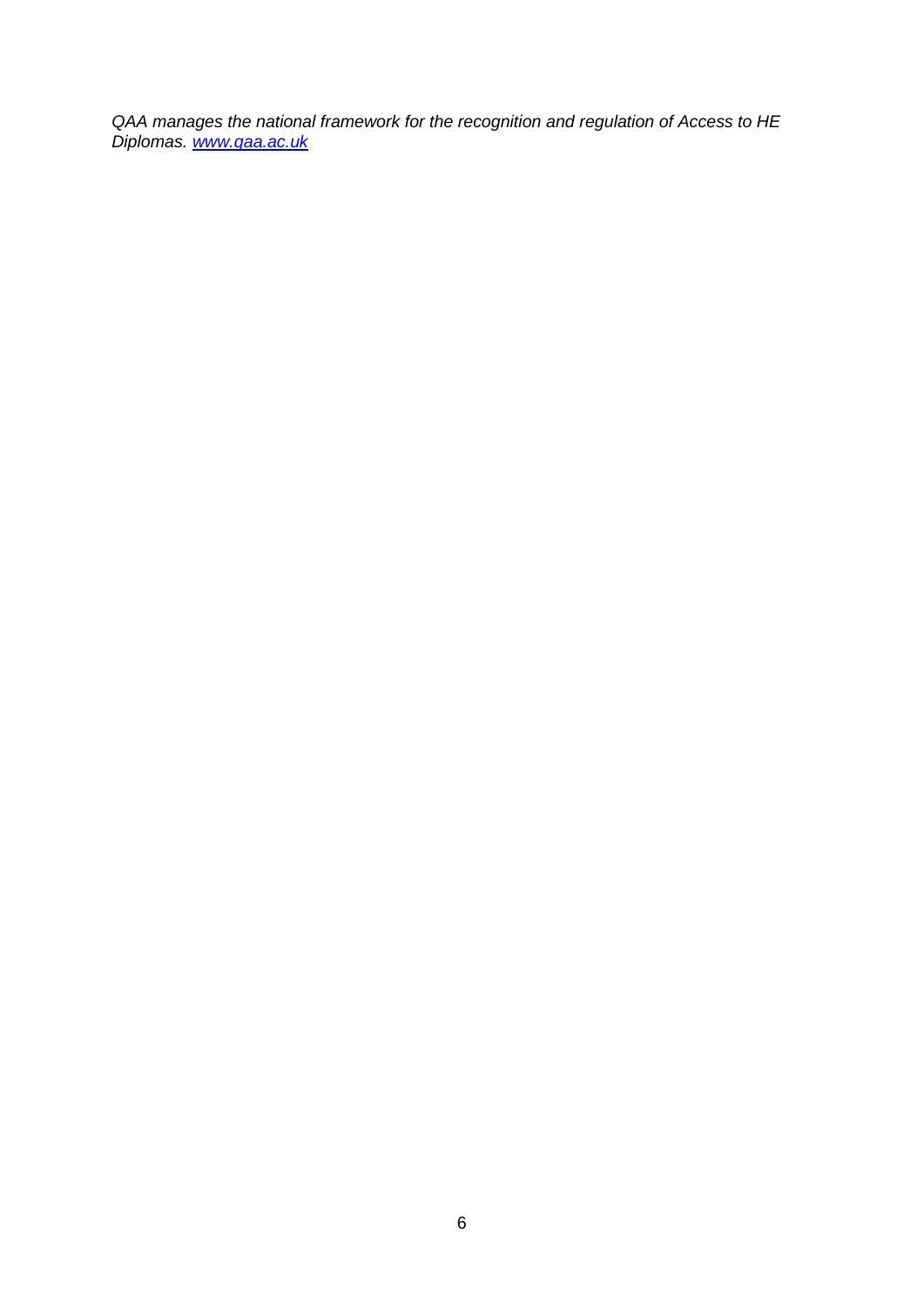*QAA manages the national framework for the recognition and regulation of Access to HE Diplomas. [www.qaa.ac.uk](http://www.qaa.ac.uk)*